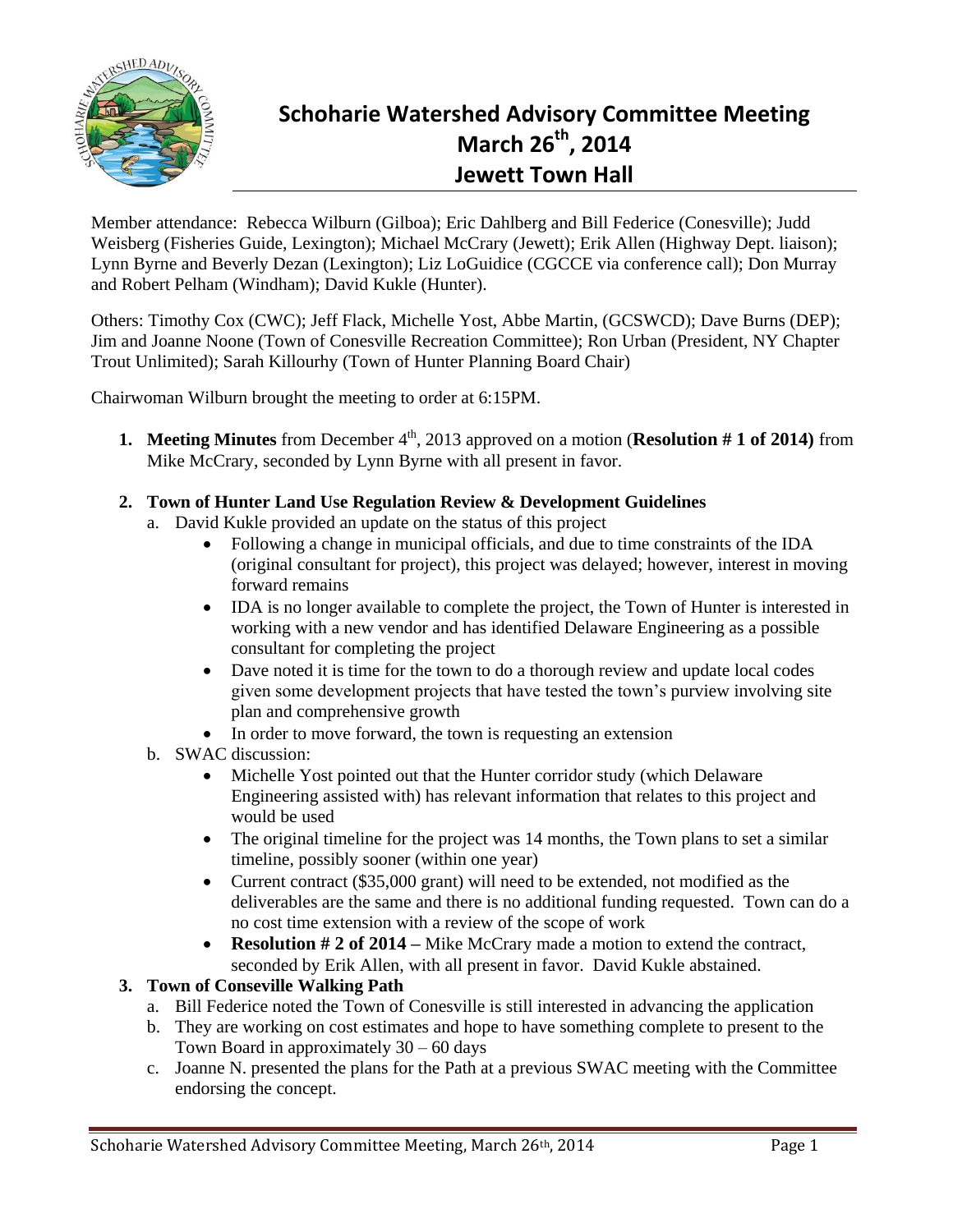# Schoharie Watershed Advisory Committee Meeting
## March 26th, 2014
## Jewett Town Hall

Member attendance: Rebecca Wilburn (Gilboa); Eric Dahlberg and Bill Federice (Conesville); Judd Weisberg (Fisheries Guide, Lexington); Michael McCrary (Jewett); Erik Allen (Highway Dept. liaison); Lynn Byrne and Beverly Dezan (Lexington); Liz LoGuidice (CGCCE via conference call); Don Murray and Robert Pelham (Windham); David Kukle (Hunter).

Others: Timothy Cox (CWC); Jeff Flack, Michelle Yost, Abbe Martin, (GCSWCD); Dave Burns (DEP); Jim and Joanne Noone (Town of Conesville Recreation Committee); Ron Urban (President, NY Chapter Trout Unlimited); Sarah Killourhy (Town of Hunter Planning Board Chair)

Chairwoman Wilburn brought the meeting to order at 6:15PM.

1. **Meeting Minutes** from December 4th, 2013 approved on a motion (**Resolution # 1 of 2014)** from Mike McCrary, seconded by Lynn Byrne with all present in favor.

2. **Town of Hunter Land Use Regulation Review & Development Guidelines**
   a. David Kukle provided an update on the status of this project
      - Following a change in municipal officials, and due to time constraints of the IDA (original consultant for project), this project was delayed; however, interest in moving forward remains
      - IDA is no longer available to complete the project, the Town of Hunter is interested in working with a new vendor and has identified Delaware Engineering as a possible consultant for completing the project
      - Dave noted it is time for the town to do a thorough review and update local codes given some development projects that have tested the town's purview involving site plan and comprehensive growth
      - In order to move forward, the town is requesting an extension

   b. SWAC discussion:
      - Michelle Yost pointed out that the Hunter corridor study (which Delaware Engineering assisted with) has relevant information that relates to this project and would be used
      - The original timeline for the project was 14 months, the Town plans to set a similar timeline, possibly sooner (within one year)
      - Current contract ($35,000 grant) will need to be extended, not modified as the deliverables are the same and there is no additional funding requested. Town can do a no cost time extension with a review of the scope of work
      - **Resolution # 2 of 2014 –** Mike McCrary made a motion to extend the contract, seconded by Erik Allen, with all present in favor. David Kukle abstained.

3. **Town of Conseville Walking Path**
   a. Bill Federice noted the Town of Conesville is still interested in advancing the application
   b. They are working on cost estimates and hope to have something complete to present to the Town Board in approximately 30 – 60 days
   c. Joanne N. presented the plans for the Path at a previous SWAC meeting with the Committee endorsing the concept.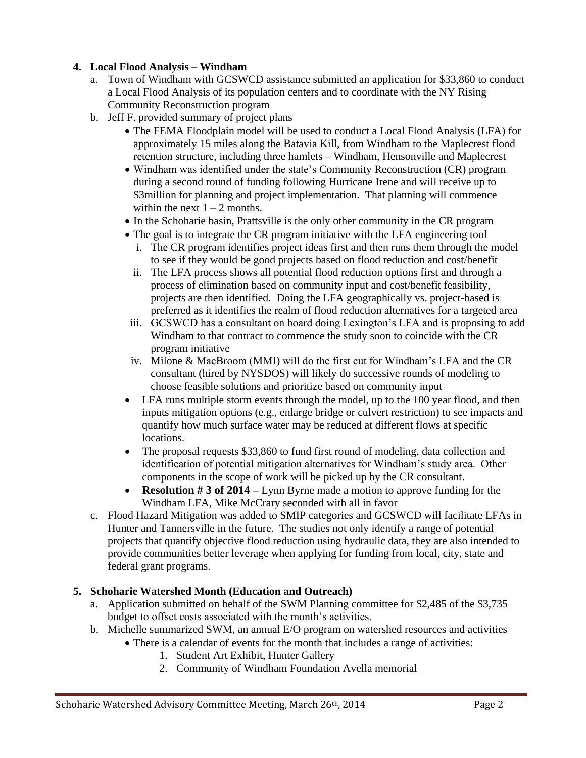4. **Local Flood Analysis – Windham**
   a. Town of Windham with GCSWCD assistance submitted an application for $33,860 to conduct a Local Flood Analysis of its population centers and to coordinate with the NY Rising Community Reconstruction program
   b. Jeff F. provided summary of project plans
      - The FEMA Floodplain model will be used to conduct a Local Flood Analysis (LFA) for approximately 15 miles along the Batavia Kill, from Windham to the Maplecrest flood retention structure, including three hamlets – Windham, Hensonville and Maplecrest
      - Windham was identified under the state's Community Reconstruction (CR) program during a second round of funding following Hurricane Irene and will receive up to $3million for planning and project implementation. That planning will commence within the next 1 – 2 months.
      - In the Schoharie basin, Prattsville is the only other community in the CR program
      - The goal is to integrate the CR program initiative with the LFA engineering tool
        i. The CR program identifies project ideas first and then runs them through the model to see if they would be good projects based on flood reduction and cost/benefit
        ii. The LFA process shows all potential flood reduction options first and through a process of elimination based on community input and cost/benefit feasibility, projects are then identified. Doing the LFA geographically vs. project-based is preferred as it identifies the realm of flood reduction alternatives for a targeted area
        iii. GCSWCD has a consultant on board doing Lexington's LFA and is proposing to add Windham to that contract to commence the study soon to coincide with the CR program initiative
        iv. Milone & MacBroom (MMI) will do the first cut for Windham's LFA and the CR consultant (hired by NYSDOS) will likely do successive rounds of modeling to choose feasible solutions and prioritize based on community input
      - LFA runs multiple storm events through the model, up to the 100 year flood, and then inputs mitigation options (e.g., enlarge bridge or culvert restriction) to see impacts and quantify how much surface water may be reduced at different flows at specific locations.
      - The proposal requests $33,860 to fund first round of modeling, data collection and identification of potential mitigation alternatives for Windham's study area. Other components in the scope of work will be picked up by the CR consultant.
      - **Resolution # 3 of 2014 –** Lynn Byrne made a motion to approve funding for the Windham LFA, Mike McCrary seconded with all in favor
   c. Flood Hazard Mitigation was added to SMIP categories and GCSWCD will facilitate LFAs in Hunter and Tannersville in the future. The studies not only identify a range of potential projects that quantify objective flood reduction using hydraulic data, they are also intended to provide communities better leverage when applying for funding from local, city, state and federal grant programs.

5. **Schoharie Watershed Month (Education and Outreach)**
   a. Application submitted on behalf of the SWM Planning committee for $2,485 of the $3,735 budget to offset costs associated with the month's activities.
   b. Michelle summarized SWM, an annual E/O program on watershed resources and activities
      - There is a calendar of events for the month that includes a range of activities:
        1. Student Art Exhibit, Hunter Gallery
        2. Community of Windham Foundation Avella memorial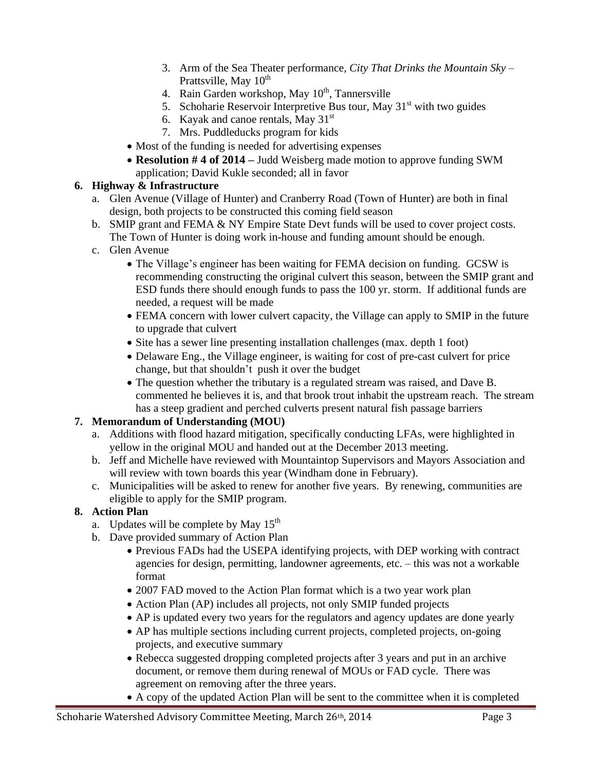3. Arm of the Sea Theater performance, *City That Drinks the Mountain Sky* – Prattsville, May 10th
4. Rain Garden workshop, May 10th, Tannersville
5. Schoharie Reservoir Interpretive Bus tour, May 31st with two guides
6. Kayak and canoe rentals, May 31st
7. Mrs. Puddleducks program for kids

- Most of the funding is needed for advertising expenses
- **Resolution # 4 of 2014 –** Judd Weisberg made motion to approve funding SWM application; David Kukle seconded; all in favor

**6. Highway & Infrastructure**

a. Glen Avenue (Village of Hunter) and Cranberry Road (Town of Hunter) are both in final design, both projects to be constructed this coming field season

b. SMIP grant and FEMA & NY Empire State Devt funds will be used to cover project costs. The Town of Hunter is doing work in-house and funding amount should be enough.

c. Glen Avenue

- The Village's engineer has been waiting for FEMA decision on funding. GCSW is recommending constructing the original culvert this season, between the SMIP grant and ESD funds there should enough funds to pass the 100 yr. storm. If additional funds are needed, a request will be made
- FEMA concern with lower culvert capacity, the Village can apply to SMIP in the future to upgrade that culvert
- Site has a sewer line presenting installation challenges (max. depth 1 foot)
- Delaware Eng., the Village engineer, is waiting for cost of pre-cast culvert for price change, but that shouldn't push it over the budget
- The question whether the tributary is a regulated stream was raised, and Dave B. commented he believes it is, and that brook trout inhabit the upstream reach. The stream has a steep gradient and perched culverts present natural fish passage barriers

**7. Memorandum of Understanding (MOU)**

a. Additions with flood hazard mitigation, specifically conducting LFAs, were highlighted in yellow in the original MOU and handed out at the December 2013 meeting.

b. Jeff and Michelle have reviewed with Mountaintop Supervisors and Mayors Association and will review with town boards this year (Windham done in February).

c. Municipalities will be asked to renew for another five years. By renewing, communities are eligible to apply for the SMIP program.

**8. Action Plan**

a. Updates will be complete by May 15th

b. Dave provided summary of Action Plan

- Previous FADs had the USEPA identifying projects, with DEP working with contract agencies for design, permitting, landowner agreements, etc. – this was not a workable format
- 2007 FAD moved to the Action Plan format which is a two year work plan
- Action Plan (AP) includes all projects, not only SMIP funded projects
- AP is updated every two years for the regulators and agency updates are done yearly
- AP has multiple sections including current projects, completed projects, on-going projects, and executive summary
- Rebecca suggested dropping completed projects after 3 years and put in an archive document, or remove them during renewal of MOUs or FAD cycle. There was agreement on removing after the three years.
- A copy of the updated Action Plan will be sent to the committee when it is completed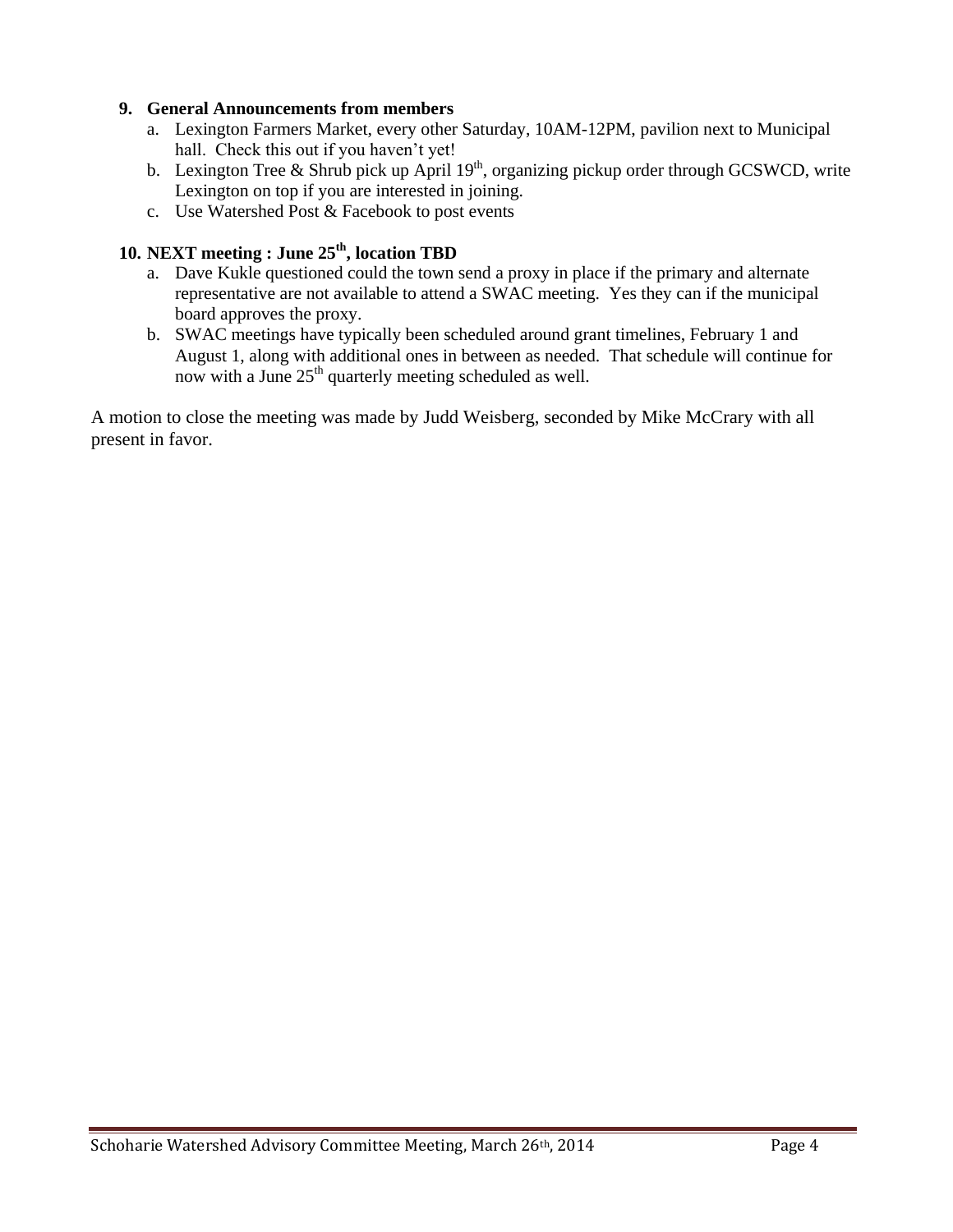9. **General Announcements from members**
   a. Lexington Farmers Market, every other Saturday, 10AM-12PM, pavilion next to Municipal hall. Check this out if you haven't yet!
   b. Lexington Tree & Shrub pick up April 19th, organizing pickup order through GCSWCD, write Lexington on top if you are interested in joining.
   c. Use Watershed Post & Facebook to post events

10. **NEXT meeting : June 25th, location TBD**
    a. Dave Kukle questioned could the town send a proxy in place if the primary and alternate representative are not available to attend a SWAC meeting. Yes they can if the municipal board approves the proxy.
    b. SWAC meetings have typically been scheduled around grant timelines, February 1 and August 1, along with additional ones in between as needed. That schedule will continue for now with a June 25th quarterly meeting scheduled as well.

A motion to close the meeting was made by Judd Weisberg, seconded by Mike McCrary with all present in favor.